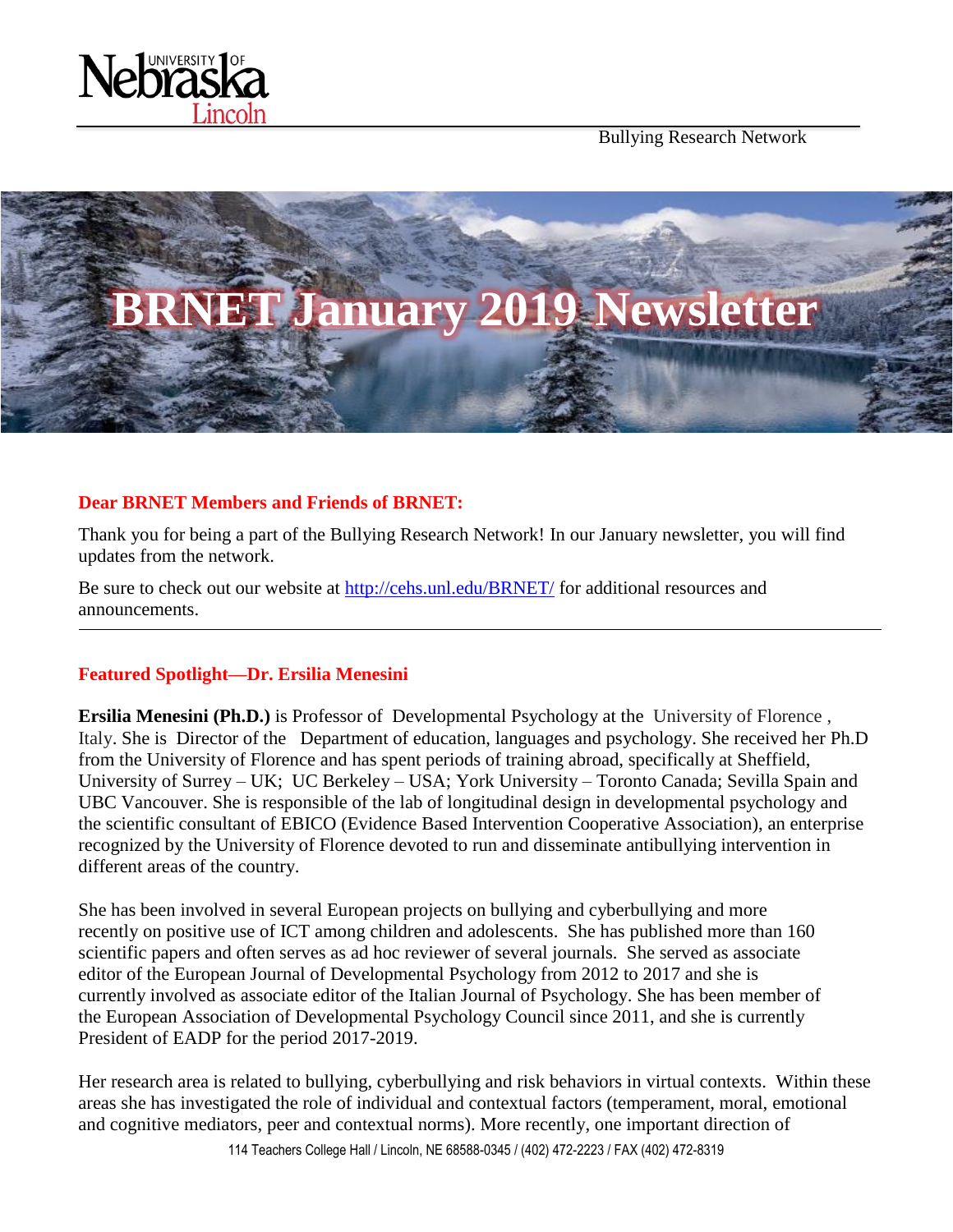Bullying Research Network

# BRNET January 2019 Newsletter

**Dear BRNET Members and Friends of BRNET:**

Thank you for being a part of the Bullying Research Network! In our January newsletter, you will find updates from the network.

Be sure to check out our website at http://cehs.unl.edu/BRNET/ for additional resources and announcements.

---

## Featured Spotlight—Dr. Ersilia Menesini

**Ersilia Menesini (Ph.D.)** is Professor of Developmental Psychology at the University of Florence , Italy. She is Director of the Department of education, languages and psychology. She received her Ph.D from the University of Florence and has spent periods of training abroad, specifically at Sheffield, University of Surrey – UK; UC Berkeley – USA; York University – Toronto Canada; Sevilla Spain and UBC Vancouver. She is responsible of the lab of longitudinal design in developmental psychology and the scientific consultant of EBICO (Evidence Based Intervention Cooperative Association), an enterprise recognized by the University of Florence devoted to run and disseminate antibullying intervention in different areas of the country.

She has been involved in several European projects on bullying and cyberbullying and more recently on positive use of ICT among children and adolescents. She has published more than 160 scientific papers and often serves as ad hoc reviewer of several journals. She served as associate editor of the European Journal of Developmental Psychology from 2012 to 2017 and she is currently involved as associate editor of the Italian Journal of Psychology. She has been member of the European Association of Developmental Psychology Council since 2011, and she is currently President of EADP for the period 2017-2019.

Her research area is related to bullying, cyberbullying and risk behaviors in virtual contexts. Within these areas she has investigated the role of individual and contextual factors (temperament, moral, emotional and cognitive mediators, peer and contextual norms). More recently, one important direction of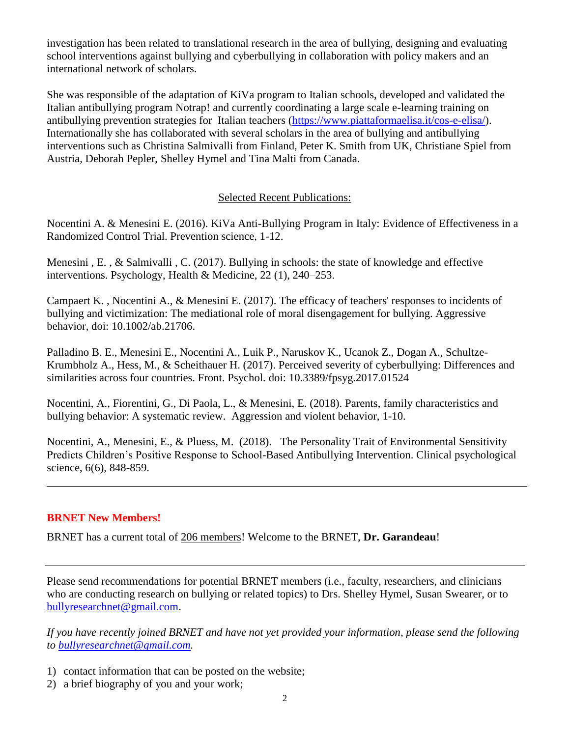investigation has been related to translational research in the area of bullying, designing and evaluating school interventions against bullying and cyberbullying in collaboration with policy makers and an international network of scholars.

She was responsible of the adaptation of KiVa program to Italian schools, developed and validated the Italian antibullying program Notrap! and currently coordinating a large scale e-learning training on antibullying prevention strategies for Italian teachers (https://www.piattaformaelisa.it/cos-e-elisa/). Internationally she has collaborated with several scholars in the area of bullying and antibullying interventions such as Christina Salmivalli from Finland, Peter K. Smith from UK, Christiane Spiel from Austria, Deborah Pepler, Shelley Hymel and Tina Malti from Canada.

## Selected Recent Publications:

Nocentini A. & Menesini E. (2016). KiVa Anti-Bullying Program in Italy: Evidence of Effectiveness in a Randomized Control Trial. Prevention science, 1-12.

Menesini , E. , & Salmivalli , C. (2017). Bullying in schools: the state of knowledge and effective interventions. Psychology, Health & Medicine, 22 (1), 240–253.

Campaert K. , Nocentini A., & Menesini E. (2017). The efficacy of teachers' responses to incidents of bullying and victimization: The mediational role of moral disengagement for bullying. Aggressive behavior, doi: 10.1002/ab.21706.

Palladino B. E., Menesini E., Nocentini A., Luik P., Naruskov K., Ucanok Z., Dogan A., Schultze-Krumbholz A., Hess, M., & Scheithauer H. (2017). Perceived severity of cyberbullying: Differences and similarities across four countries. Front. Psychol. doi: 10.3389/fpsyg.2017.01524

Nocentini, A., Fiorentini, G., Di Paola, L., & Menesini, E. (2018). Parents, family characteristics and bullying behavior: A systematic review. Aggression and violent behavior, 1-10.

Nocentini, A., Menesini, E., & Pluess, M. (2018). The Personality Trait of Environmental Sensitivity Predicts Children's Positive Response to School-Based Antibullying Intervention. Clinical psychological science, 6(6), 848-859.

---

## BRNET New Members!

BRNET has a current total of 206 members! Welcome to the BRNET, **Dr. Garandeau**!

---

Please send recommendations for potential BRNET members (i.e., faculty, researchers, and clinicians who are conducting research on bullying or related topics) to Drs. Shelley Hymel, Susan Swearer, or to bullyresearchnet@gmail.com.

*If you have recently joined BRNET and have not yet provided your information, please send the following to bullyresearchnet@gmail.com.*

1) contact information that can be posted on the website;
2) a brief biography of you and your work;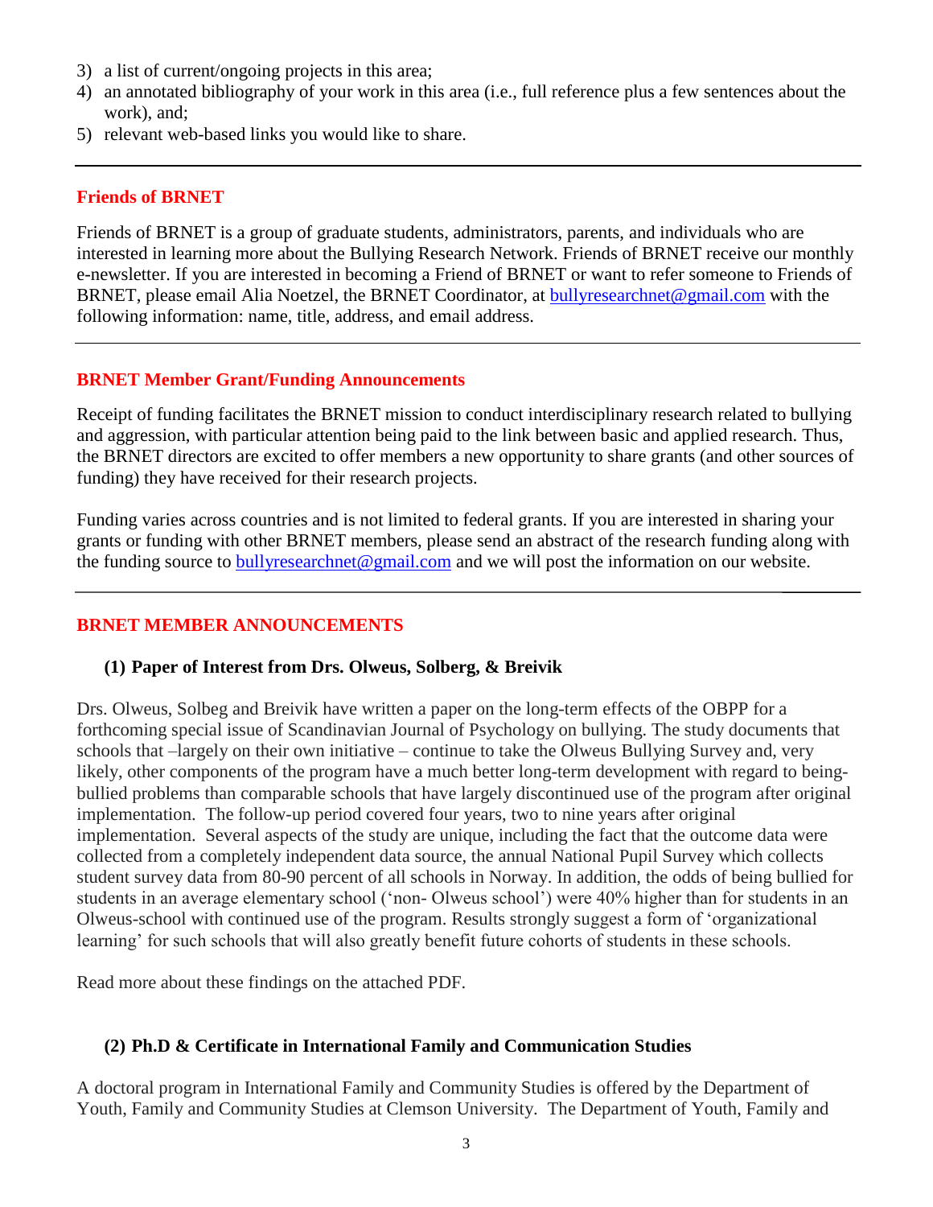3) a list of current/ongoing projects in this area;
4) an annotated bibliography of your work in this area (i.e., full reference plus a few sentences about the work), and;
5) relevant web-based links you would like to share.

---

## Friends of BRNET

Friends of BRNET is a group of graduate students, administrators, parents, and individuals who are interested in learning more about the Bullying Research Network. Friends of BRNET receive our monthly e-newsletter. If you are interested in becoming a Friend of BRNET or want to refer someone to Friends of BRNET, please email Alia Noetzel, the BRNET Coordinator, at bullyresearchnet@gmail.com with the following information: name, title, address, and email address.

---

## BRNET Member Grant/Funding Announcements

Receipt of funding facilitates the BRNET mission to conduct interdisciplinary research related to bullying and aggression, with particular attention being paid to the link between basic and applied research. Thus, the BRNET directors are excited to offer members a new opportunity to share grants (and other sources of funding) they have received for their research projects.

Funding varies across countries and is not limited to federal grants. If you are interested in sharing your grants or funding with other BRNET members, please send an abstract of the research funding along with the funding source to bullyresearchnet@gmail.com and we will post the information on our website.

---

## BRNET MEMBER ANNOUNCEMENTS

### (1) Paper of Interest from Drs. Olweus, Solberg, & Breivik

Drs. Olweus, Solbeg and Breivik have written a paper on the long-term effects of the OBPP for a forthcoming special issue of Scandinavian Journal of Psychology on bullying. The study documents that schools that –largely on their own initiative – continue to take the Olweus Bullying Survey and, very likely, other components of the program have a much better long-term development with regard to being-bullied problems than comparable schools that have largely discontinued use of the program after original implementation. The follow-up period covered four years, two to nine years after original implementation. Several aspects of the study are unique, including the fact that the outcome data were collected from a completely independent data source, the annual National Pupil Survey which collects student survey data from 80-90 percent of all schools in Norway. In addition, the odds of being bullied for students in an average elementary school ('non- Olweus school') were 40% higher than for students in an Olweus-school with continued use of the program. Results strongly suggest a form of 'organizational learning' for such schools that will also greatly benefit future cohorts of students in these schools.

Read more about these findings on the attached PDF.

### (2) Ph.D & Certificate in International Family and Communication Studies

A doctoral program in International Family and Community Studies is offered by the Department of Youth, Family and Community Studies at Clemson University. The Department of Youth, Family and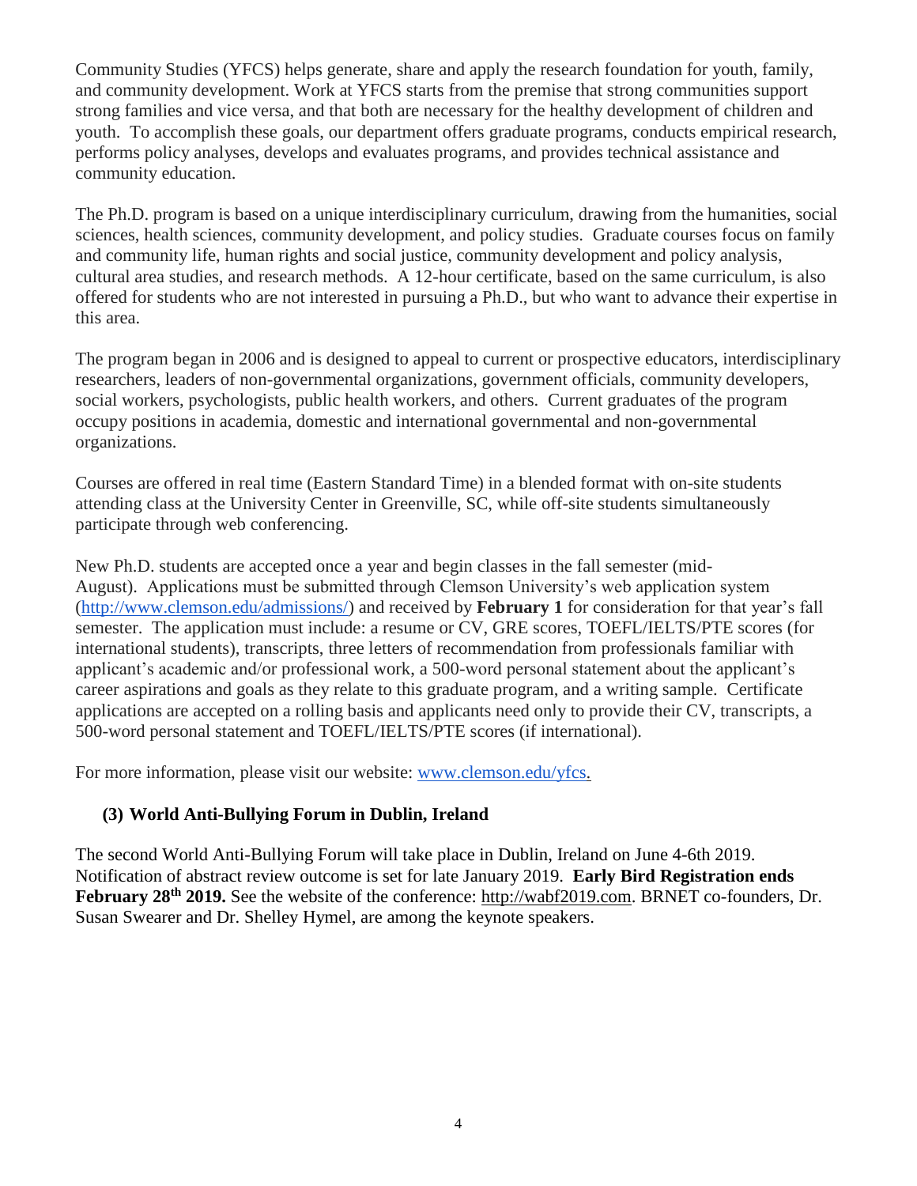Community Studies (YFCS) helps generate, share and apply the research foundation for youth, family, and community development. Work at YFCS starts from the premise that strong communities support strong families and vice versa, and that both are necessary for the healthy development of children and youth. To accomplish these goals, our department offers graduate programs, conducts empirical research, performs policy analyses, develops and evaluates programs, and provides technical assistance and community education.

The Ph.D. program is based on a unique interdisciplinary curriculum, drawing from the humanities, social sciences, health sciences, community development, and policy studies. Graduate courses focus on family and community life, human rights and social justice, community development and policy analysis, cultural area studies, and research methods. A 12-hour certificate, based on the same curriculum, is also offered for students who are not interested in pursuing a Ph.D., but who want to advance their expertise in this area.

The program began in 2006 and is designed to appeal to current or prospective educators, interdisciplinary researchers, leaders of non-governmental organizations, government officials, community developers, social workers, psychologists, public health workers, and others. Current graduates of the program occupy positions in academia, domestic and international governmental and non-governmental organizations.

Courses are offered in real time (Eastern Standard Time) in a blended format with on-site students attending class at the University Center in Greenville, SC, while off-site students simultaneously participate through web conferencing.

New Ph.D. students are accepted once a year and begin classes in the fall semester (mid-August). Applications must be submitted through Clemson University's web application system (http://www.clemson.edu/admissions/) and received by **February 1** for consideration for that year's fall semester. The application must include: a resume or CV, GRE scores, TOEFL/IELTS/PTE scores (for international students), transcripts, three letters of recommendation from professionals familiar with applicant's academic and/or professional work, a 500-word personal statement about the applicant's career aspirations and goals as they relate to this graduate program, and a writing sample. Certificate applications are accepted on a rolling basis and applicants need only to provide their CV, transcripts, a 500-word personal statement and TOEFL/IELTS/PTE scores (if international).

For more information, please visit our website: www.clemson.edu/yfcs.

### (3) World Anti-Bullying Forum in Dublin, Ireland

The second World Anti-Bullying Forum will take place in Dublin, Ireland on June 4-6th 2019. Notification of abstract review outcome is set for late January 2019. **Early Bird Registration ends February 28th 2019.** See the website of the conference: http://wabf2019.com. BRNET co-founders, Dr. Susan Swearer and Dr. Shelley Hymel, are among the keynote speakers.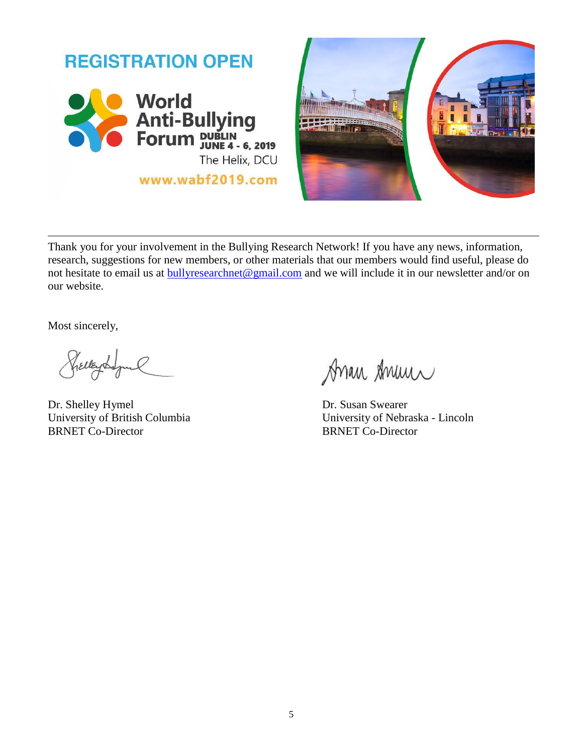**REGISTRATION OPEN**

**World Anti-Bullying Forum** DUBLIN JUNE 4 - 6, 2019

The Helix, DCU

www.wabf2019.com

---

Thank you for your involvement in the Bullying Research Network! If you have any news, information, research, suggestions for new members, or other materials that our members would find useful, please do not hesitate to email us at bullyresearchnet@gmail.com and we will include it in our newsletter and/or on our website.

Most sincerely,

Dr. Shelley Hymel
University of British Columbia
BRNET Co-Director

Dr. Susan Swearer
University of Nebraska - Lincoln
BRNET Co-Director